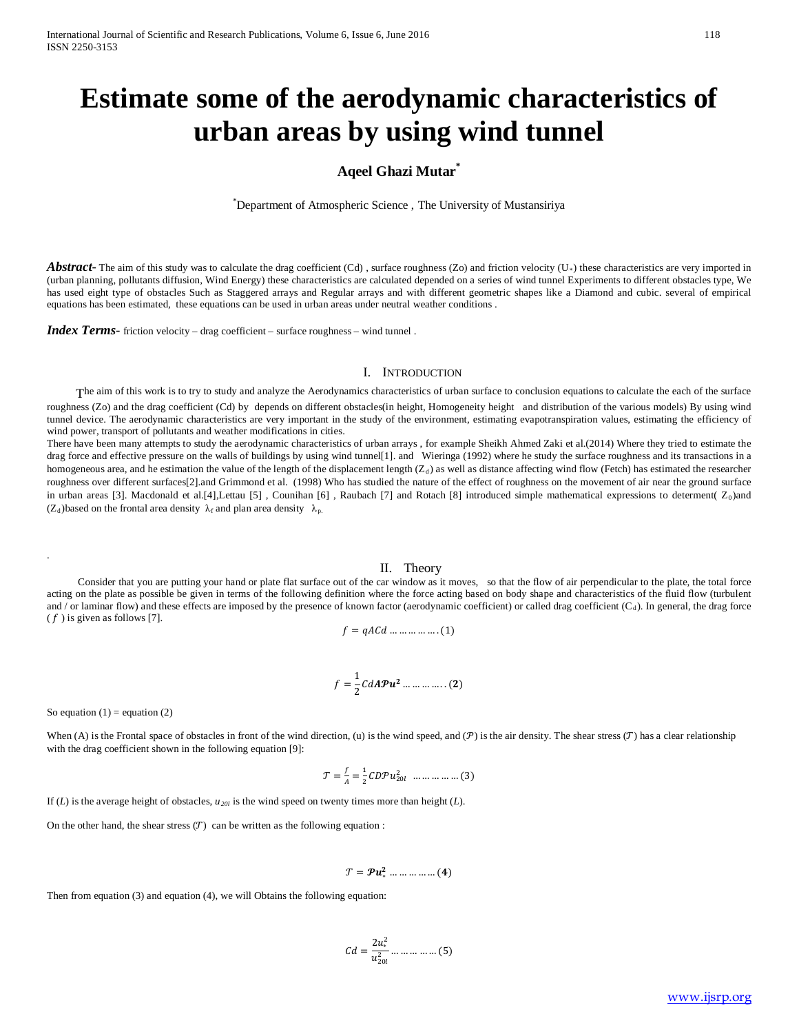# Estimate some of the aerodynamic characteristics of urban areas by using wind tunnel

**Aqeel Ghazi Mutar***

*Department of Atmospheric Science , The University of Mustansiriya

***Abstract-*** The aim of this study was to calculate the drag coefficient (Cd) , surface roughness (Zo) and friction velocity ($U_*$) these characteristics are very imported in (urban planning, pollutants diffusion, Wind Energy) these characteristics are calculated depended on a series of wind tunnel Experiments to different obstacles type, We has used eight type of obstacles Such as Staggered arrays and Regular arrays and with different geometric shapes like a Diamond and cubic. several of empirical equations has been estimated, these equations can be used in urban areas under neutral weather conditions .

***Index Terms-*** friction velocity – drag coefficient – surface roughness – wind tunnel .

## I. Introduction

The aim of this work is to try to study and analyze the Aerodynamics characteristics of urban surface to conclusion equations to calculate the each of the surface roughness (Zo) and the drag coefficient (Cd) by depends on different obstacles(in height, Homogeneity height and distribution of the various models) By using wind tunnel device. The aerodynamic characteristics are very important in the study of the environment, estimating evapotranspiration values, estimating the efficiency of wind power, transport of pollutants and weather modifications in cities.

There have been many attempts to study the aerodynamic characteristics of urban arrays , for example Sheikh Ahmed Zaki et al.(2014) Where they tried to estimate the drag force and effective pressure on the walls of buildings by using wind tunnel[1]. and Wieringa (1992) where he study the surface roughness and its transactions in a homogeneous area, and he estimation the value of the length of the displacement length ($Z_d$) as well as distance affecting wind flow (Fetch) has estimated the researcher roughness over different surfaces[2].and Grimmond et al. (1998) Who has studied the nature of the effect of roughness on the movement of air near the ground surface in urban areas [3]. Macdonald et al.[4],Lettau [5] , Counihan [6] , Raubach [7] and Rotach [8] introduced simple mathematical expressions to determent( $Z_0$)and ($Z_d$)based on the frontal area density $\lambda_f$ and plan area density $\lambda_p$.

## II. Theory

Consider that you are putting your hand or plate flat surface out of the car window as it moves, so that the flow of air perpendicular to the plate, the total force acting on the plate as possible be given in terms of the following definition where the force acting based on body shape and characteristics of the fluid flow (turbulent and / or laminar flow) and these effects are imposed by the presence of known factor (aerodynamic coefficient) or called drag coefficient ($C_d$). In general, the drag force ( $f$ ) is given as follows [7].

$$f = qACd \quad \ldots\ldots\ldots\ldots\ldots (1)$$

$$f = \frac{1}{2} Cd A \mathcal{P} u^2 \quad \ldots\ldots\ldots\ldots (2)$$

So equation (1) = equation (2)

When (A) is the Frontal space of obstacles in front of the wind direction, (u) is the wind speed, and ($\mathcal{P}$) is the air density. The shear stress ($\mathcal{T}$) has a clear relationship with the drag coefficient shown in the following equation [9]:

$$\mathcal{T} = \frac{f}{A} = \frac{1}{2} CD \mathcal{P} u_{20l}^2 \quad \ldots\ldots\ldots\ldots\ldots (3)$$

If ($L$) is the average height of obstacles, $u_{20l}$ is the wind speed on twenty times more than height ($L$).

On the other hand, the shear stress ($\mathcal{T}$) can be written as the following equation :

$$\mathcal{T} = \mathcal{P} u_*^2 \quad \ldots\ldots\ldots\ldots\ldots (4)$$

Then from equation (3) and equation (4), we will Obtains the following equation:

$$Cd = \frac{2u_*^2}{u_{20l}^2} \quad \ldots\ldots\ldots\ldots\ldots (5)$$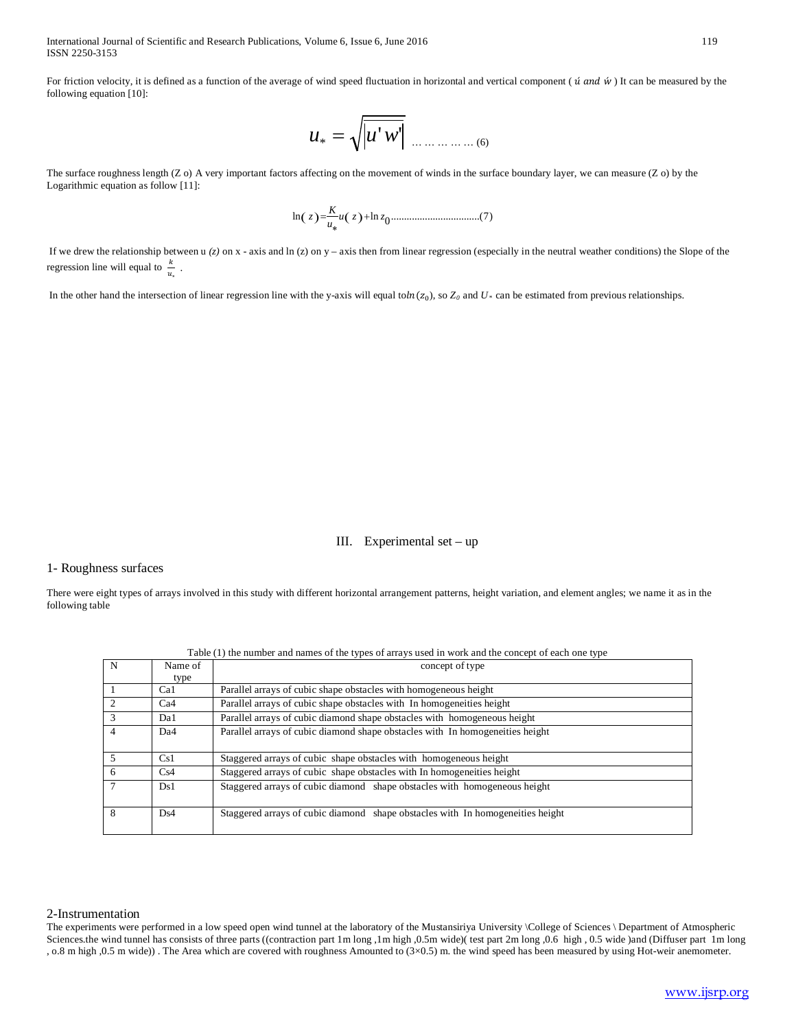For friction velocity, it is defined as a function of the average of wind speed fluctuation in horizontal and vertical component ( $\acute{u}$ *and* $\acute{w}$ ) It can be measured by the following equation [10]:

$$u_* = \sqrt{\left|\overline{u'w'}\right|} \quad \text{……………… (6)}$$

The surface roughness length (Z o) A very important factors affecting on the movement of winds in the surface boundary layer, we can measure (Z o) by the Logarithmic equation as follow [11]:

$$\ln(z) = \frac{K}{u_*}u(z) + \ln z_0 \text{..................................(7)}$$

If we drew the relationship between u *(z)* on x - axis and ln (z) on y – axis then from linear regression (especially in the neutral weather conditions) the Slope of the regression line will equal to $\frac{k}{u_*}$ .

In the other hand the intersection of linear regression line with the y-axis will equal to$ln(z_0)$, so $Z_0$ and $U_*$ can be estimated from previous relationships.

## III. Experimental set – up

### 1- Roughness surfaces

There were eight types of arrays involved in this study with different horizontal arrangement patterns, height variation, and element angles; we name it as in the following table

Table (1) the number and names of the types of arrays used in work and the concept of each one type

| N | Name of type | concept of type |
|---|---|---|
| 1 | Ca1 | Parallel arrays of cubic shape obstacles with homogeneous height |
| 2 | Ca4 | Parallel arrays of cubic shape obstacles with In homogeneities height |
| 3 | Da1 | Parallel arrays of cubic diamond shape obstacles with homogeneous height |
| 4 | Da4 | Parallel arrays of cubic diamond shape obstacles with In homogeneities height |
| 5 | Cs1 | Staggered arrays of cubic shape obstacles with homogeneous height |
| 6 | Cs4 | Staggered arrays of cubic shape obstacles with In homogeneities height |
| 7 | Ds1 | Staggered arrays of cubic diamond shape obstacles with homogeneous height |
| 8 | Ds4 | Staggered arrays of cubic diamond shape obstacles with In homogeneities height |

### 2-Instrumentation

The experiments were performed in a low speed open wind tunnel at the laboratory of the Mustansiriya University \College of Sciences \ Department of Atmospheric Sciences.the wind tunnel has consists of three parts ((contraction part 1m long ,1m high ,0.5m wide)( test part 2m long ,0.6 high , 0.5 wide )and (Diffuser part 1m long , o.8 m high ,0.5 m wide)) . The Area which are covered with roughness Amounted to (3×0.5) m. the wind speed has been measured by using Hot-weir anemometer.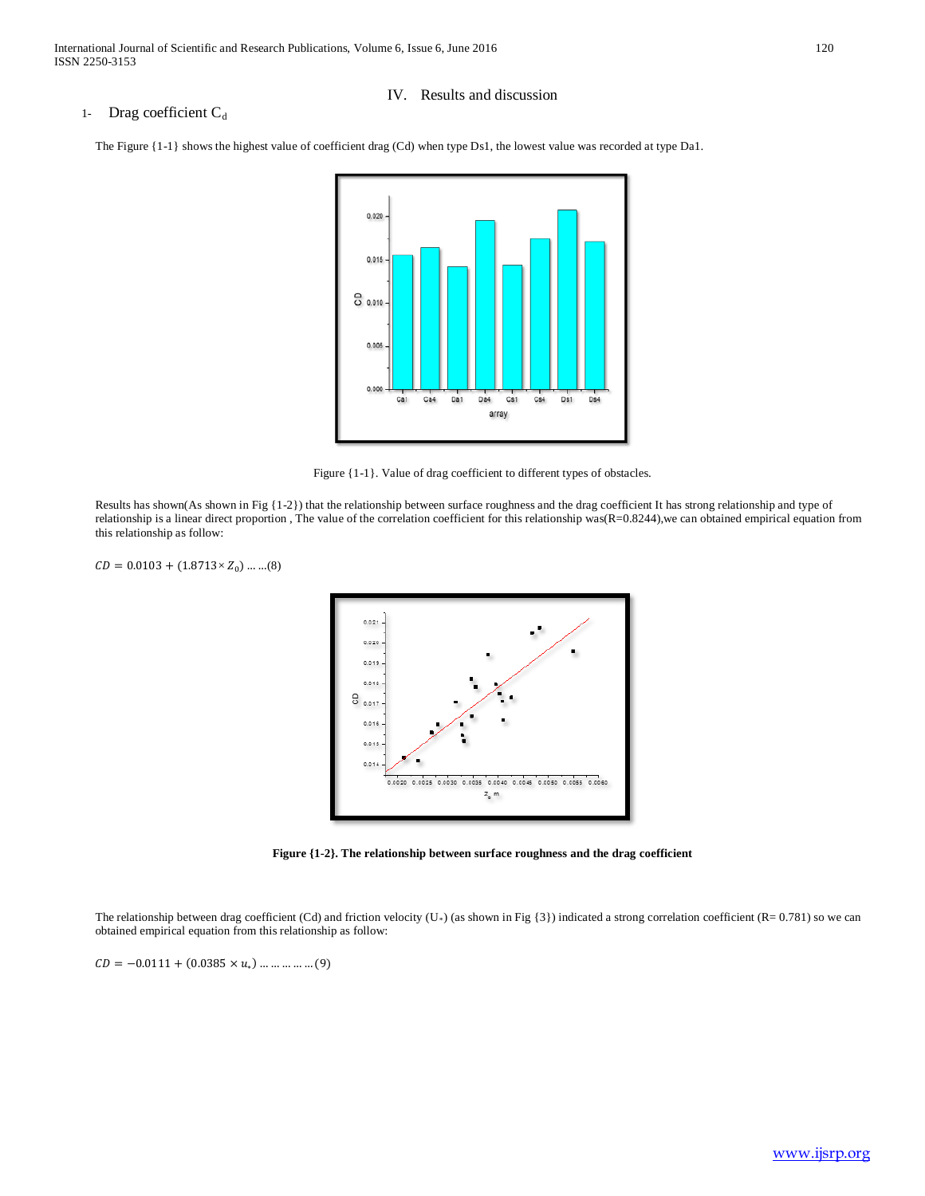## IV. Results and discussion

### 1- Drag coefficient $C_d$

The Figure {1-1} shows the highest value of coefficient drag (Cd) when type Ds1, the lowest value was recorded at type Da1.

Figure {1-1}. Value of drag coefficient to different types of obstacles.

Results has shown(As shown in Fig {1-2}) that the relationship between surface roughness and the drag coefficient It has strong relationship and type of relationship is a linear direct proportion , The value of the correlation coefficient for this relationship was(R=0.8244),we can obtained empirical equation from this relationship as follow:

$$CD = 0.0103 + (1.8713 \times Z_0) \ldots \ldots (8)$$

**Figure {1-2}. The relationship between surface roughness and the drag coefficient**

The relationship between drag coefficient (Cd) and friction velocity ($U_*$) (as shown in Fig {3}) indicated a strong correlation coefficient (R= 0.781) so we can obtained empirical equation from this relationship as follow:

$$CD = -0.0111 + (0.0385 \times u_*) \ldots \ldots \ldots \ldots \ldots (9)$$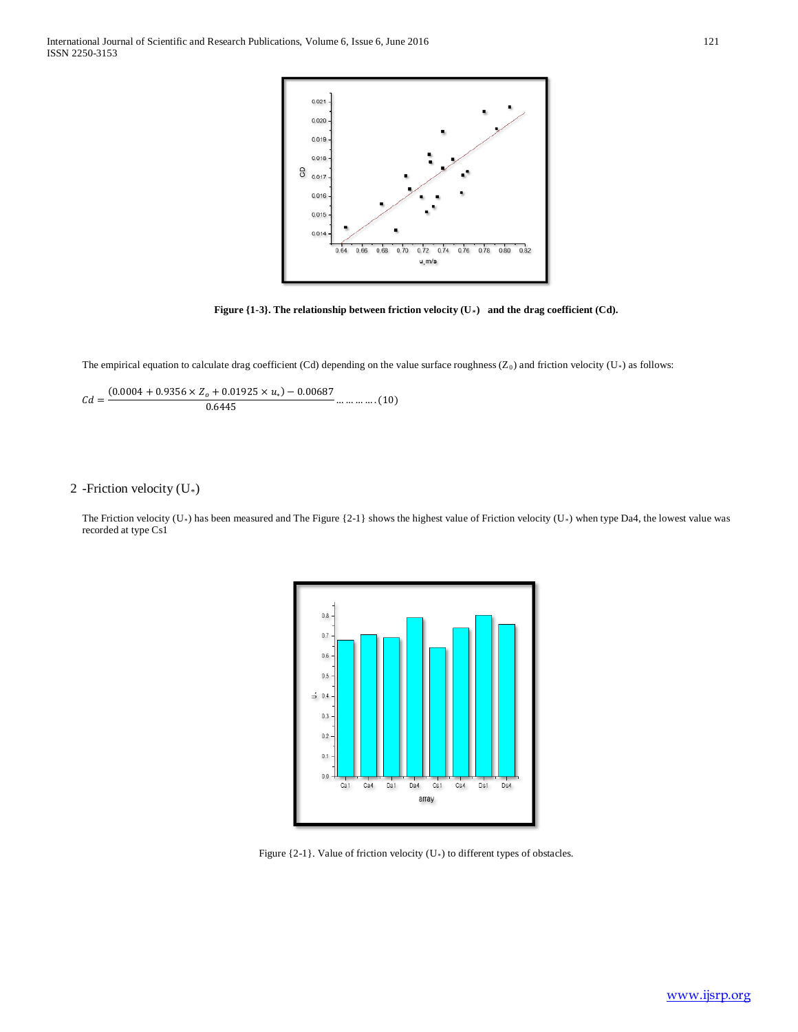Figure {1-3}. The relationship between friction velocity ($U_*$) and the drag coefficient (Cd).

The empirical equation to calculate drag coefficient (Cd) depending on the value surface roughness ($Z_0$) and friction velocity ($U_*$) as follows:

$$Cd = \frac{(0.0004 + 0.9356 \times Z_o + 0.01925 \times u_*) - 0.00687}{0.6445} \ldots\ldots\ldots\ldots(10)$$

## 2 -Friction velocity ($U_*$)

The Friction velocity ($U_*$) has been measured and The Figure {2-1} shows the highest value of Friction velocity ($U_*$) when type Da4, the lowest value was recorded at type Cs1

Figure {2-1}. Value of friction velocity ($U_*$) to different types of obstacles.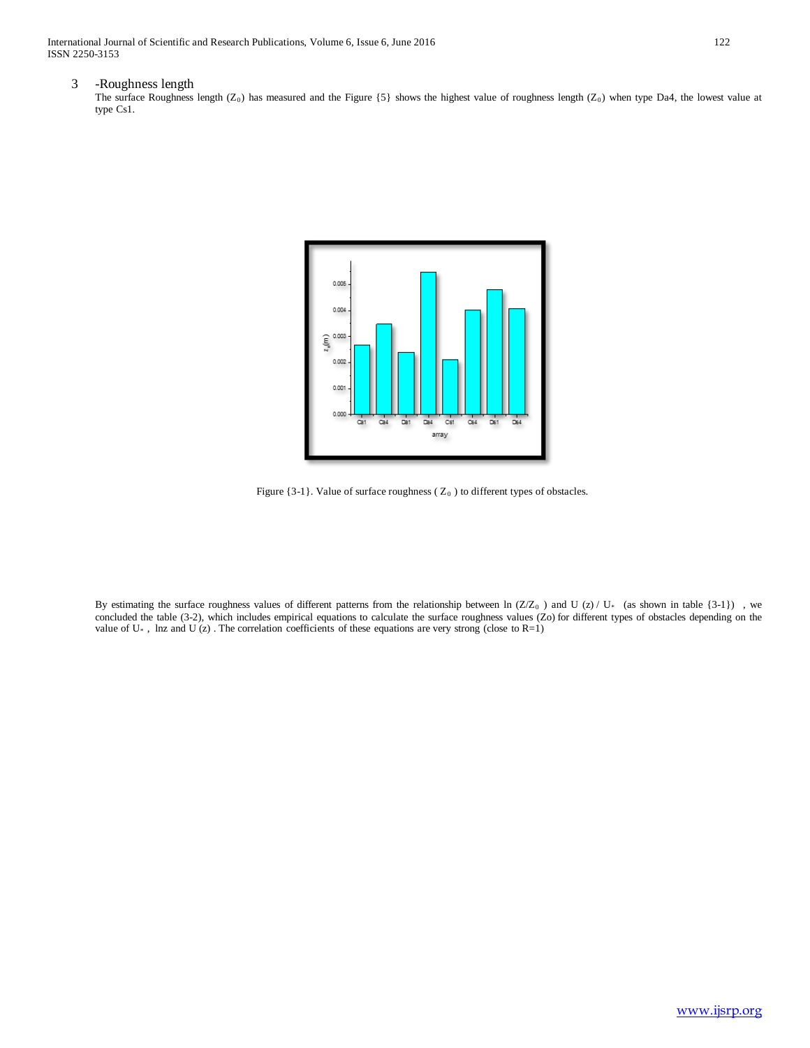## 3 -Roughness length

The surface Roughness length ($Z_0$) has measured and the Figure {5} shows the highest value of roughness length ($Z_0$) when type Da4, the lowest value at type Cs1.

Figure {3-1}. Value of surface roughness ( $Z_0$ ) to different types of obstacles.

By estimating the surface roughness values of different patterns from the relationship between ln ($Z/Z_0$ ) and U (z) / $U_*$ (as shown in table {3-1}) , we concluded the table (3-2), which includes empirical equations to calculate the surface roughness values (Zo) for different types of obstacles depending on the value of $U_*$ , lnz and U (z) . The correlation coefficients of these equations are very strong (close to R=1)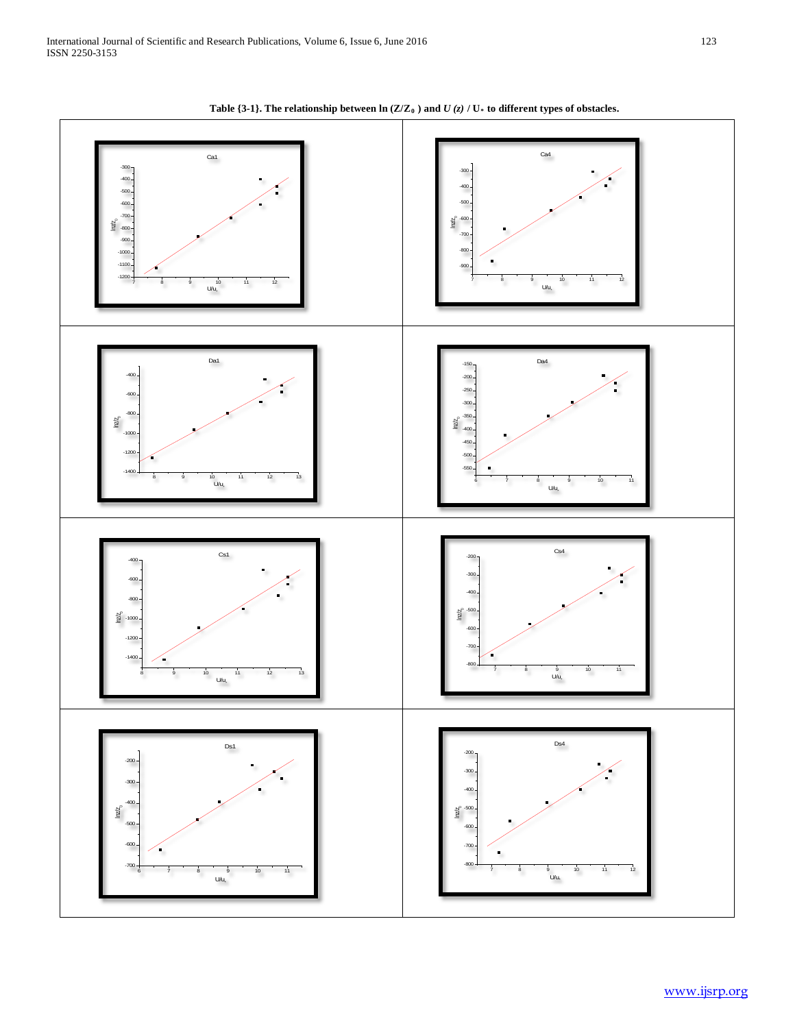**Table {3-1}. The relationship between ln ($Z/Z_0$) and $U(z) / U_*$ to different types of obstacles.**

| | |
|---|---|
| Ca1 | Ca4 |
| Da1 | Da4 |
| Cs1 | Cs4 |
| Ds1 | Ds4 |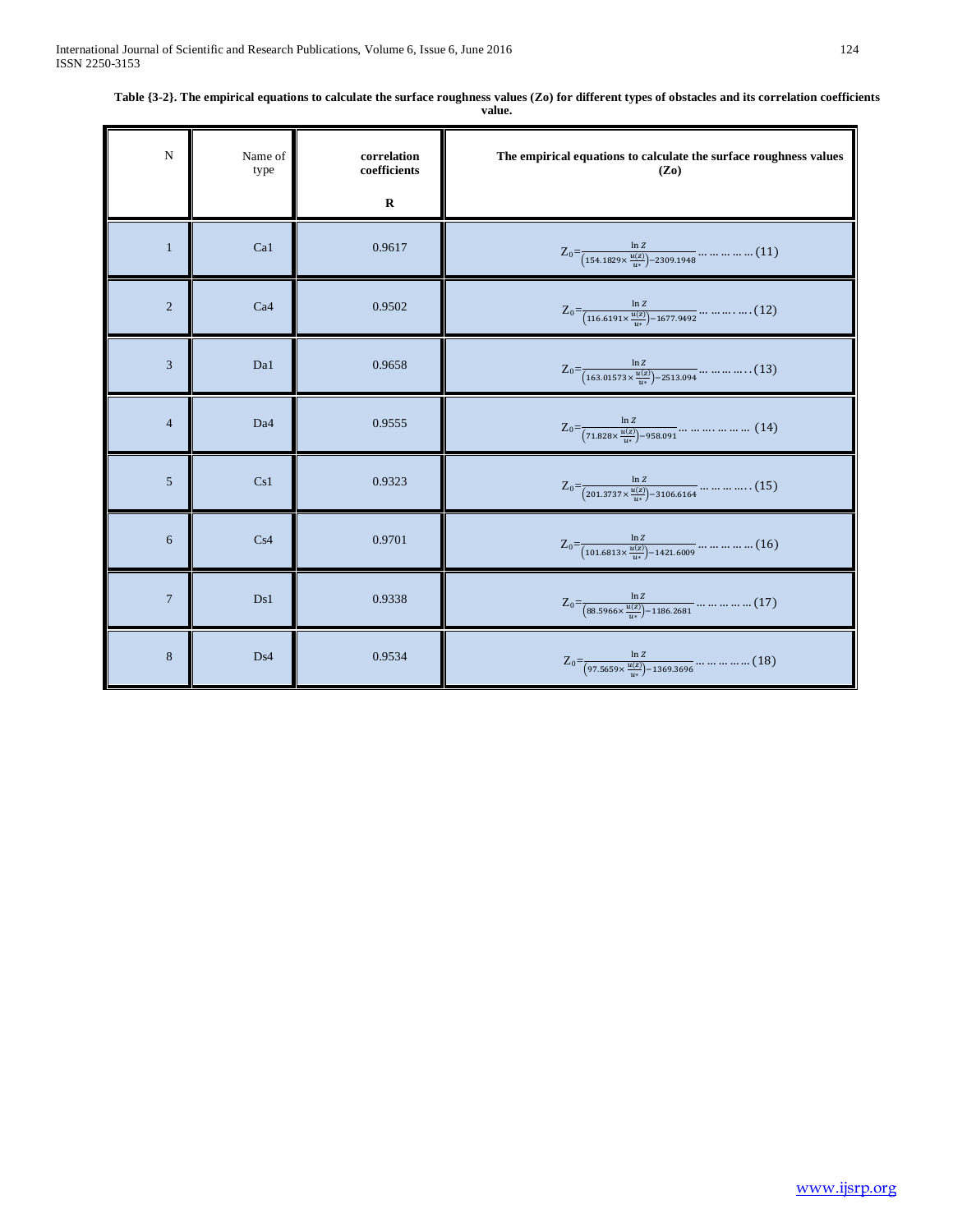**Table {3-2}. The empirical equations to calculate the surface roughness values (Zo) for different types of obstacles and its correlation coefficients value.**

| N | Name of type | correlation coefficients R | The empirical equations to calculate the surface roughness values (Zo) |
|---|---|---|---|
| 1 | Ca1 | 0.9617 | $Z_0 = \frac{\ln Z}{\left(154.1829 \times \frac{u(z)}{u*}\right) - 2309.1948}$ ……………(11) |
| 2 | Ca4 | 0.9502 | $Z_0 = \frac{\ln Z}{\left(116.6191 \times \frac{u(z)}{u*}\right) - 1677.9492}$ ……….….(12) |
| 3 | Da1 | 0.9658 | $Z_0 = \frac{\ln Z}{\left(163.01573 \times \frac{u(z)}{u*}\right) - 2513.094}$ …………..(13) |
| 4 | Da4 | 0.9555 | $Z_0 = \frac{\ln Z}{\left(71.828 \times \frac{u(z)}{u*}\right) - 958.091}$ ……….……… (14) |
| 5 | Cs1 | 0.9323 | $Z_0 = \frac{\ln Z}{\left(201.3737 \times \frac{u(z)}{u*}\right) - 3106.6164}$ …………..(15) |
| 6 | Cs4 | 0.9701 | $Z_0 = \frac{\ln Z}{\left(101.6813 \times \frac{u(z)}{u*}\right) - 1421.6009}$ ……………(16) |
| 7 | Ds1 | 0.9338 | $Z_0 = \frac{\ln Z}{\left(88.5966 \times \frac{u(z)}{u*}\right) - 1186.2681}$ ……………(17) |
| 8 | Ds4 | 0.9534 | $Z_0 = \frac{\ln Z}{\left(97.5659 \times \frac{u(z)}{u*}\right) - 1369.3696}$ ……………(18) |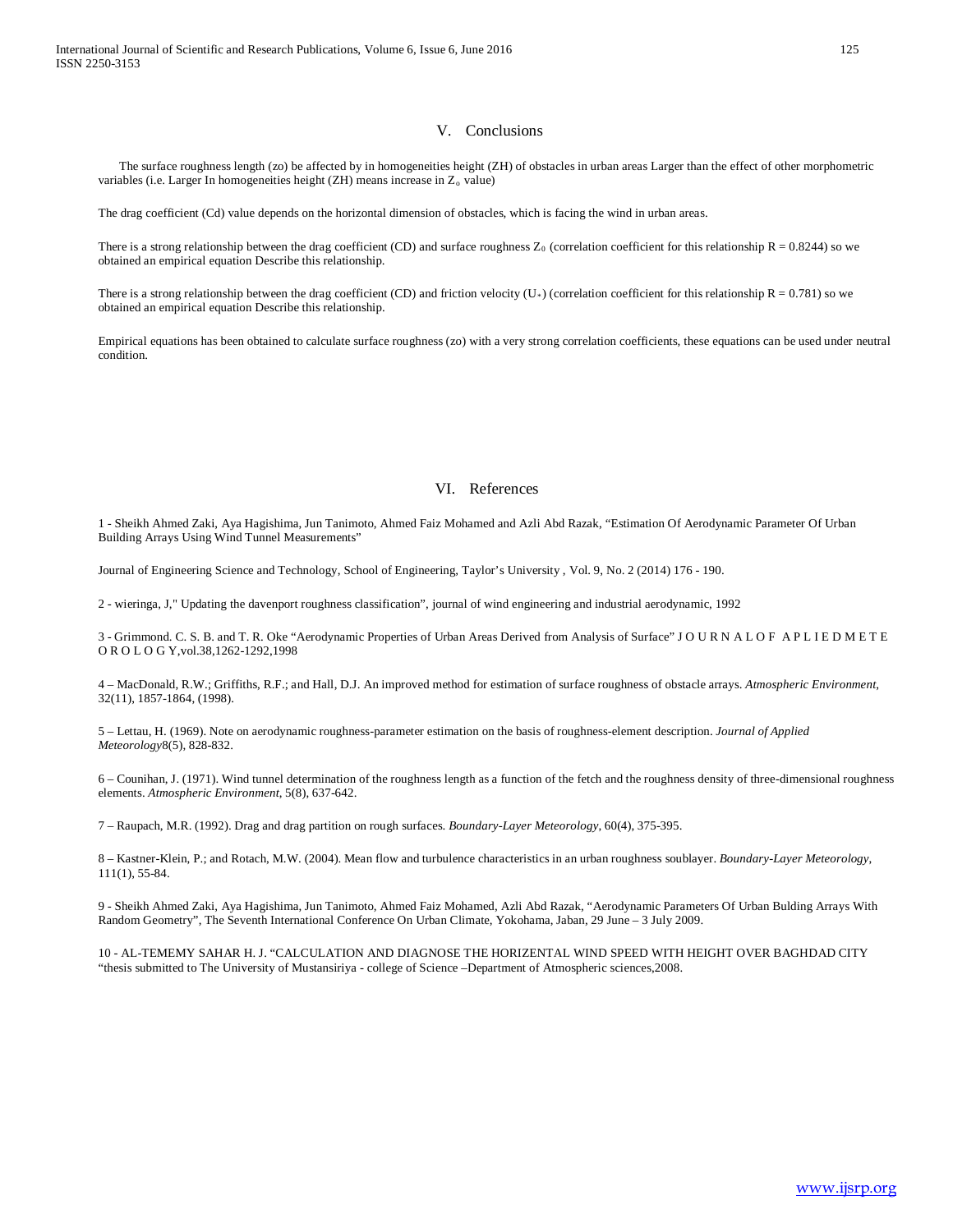## V. Conclusions

The surface roughness length (zo) be affected by in homogeneities height (ZH) of obstacles in urban areas Larger than the effect of other morphometric variables (i.e. Larger In homogeneities height (ZH) means increase in $Z_o$ value)

The drag coefficient (Cd) value depends on the horizontal dimension of obstacles, which is facing the wind in urban areas.

There is a strong relationship between the drag coefficient (CD) and surface roughness $Z_0$ (correlation coefficient for this relationship R = 0.8244) so we obtained an empirical equation Describe this relationship.

There is a strong relationship between the drag coefficient (CD) and friction velocity ($U_*$) (correlation coefficient for this relationship R = 0.781) so we obtained an empirical equation Describe this relationship.

Empirical equations has been obtained to calculate surface roughness (zo) with a very strong correlation coefficients, these equations can be used under neutral condition.

## VI. References

1 - Sheikh Ahmed Zaki, Aya Hagishima, Jun Tanimoto, Ahmed Faiz Mohamed and Azli Abd Razak, "Estimation Of Aerodynamic Parameter Of Urban Building Arrays Using Wind Tunnel Measurements"

Journal of Engineering Science and Technology, School of Engineering, Taylor's University , Vol. 9, No. 2 (2014) 176 - 190.

2 - wieringa, J," Updating the davenport roughness classification", journal of wind engineering and industrial aerodynamic, 1992

3 - Grimmond. C. S. B. and T. R. Oke "Aerodynamic Properties of Urban Areas Derived from Analysis of Surface" J O U R N A L O F A P L I E D M E T E O R O L O G Y,vol.38,1262-1292,1998

4 – MacDonald, R.W.; Griffiths, R.F.; and Hall, D.J. An improved method for estimation of surface roughness of obstacle arrays. *Atmospheric Environment*, 32(11), 1857-1864, (1998).

5 – Lettau, H. (1969). Note on aerodynamic roughness-parameter estimation on the basis of roughness-element description. *Journal of Applied Meteorology*8(5), 828-832.

6 – Counihan, J. (1971). Wind tunnel determination of the roughness length as a function of the fetch and the roughness density of three-dimensional roughness elements. *Atmospheric Environment*, 5(8), 637-642.

7 – Raupach, M.R. (1992). Drag and drag partition on rough surfaces. *Boundary-Layer Meteorology*, 60(4), 375-395.

8 – Kastner-Klein, P.; and Rotach, M.W. (2004). Mean flow and turbulence characteristics in an urban roughness soublayer. *Boundary-Layer Meteorology*, 111(1), 55-84.

9 - Sheikh Ahmed Zaki, Aya Hagishima, Jun Tanimoto, Ahmed Faiz Mohamed, Azli Abd Razak, "Aerodynamic Parameters Of Urban Bulding Arrays With Random Geometry", The Seventh International Conference On Urban Climate, Yokohama, Jaban, 29 June – 3 July 2009.

10 - AL-TEMEMY SAHAR H. J. "CALCULATION AND DIAGNOSE THE HORIZENTAL WIND SPEED WITH HEIGHT OVER BAGHDAD CITY "thesis submitted to The University of Mustansiriya - college of Science –Department of Atmospheric sciences,2008.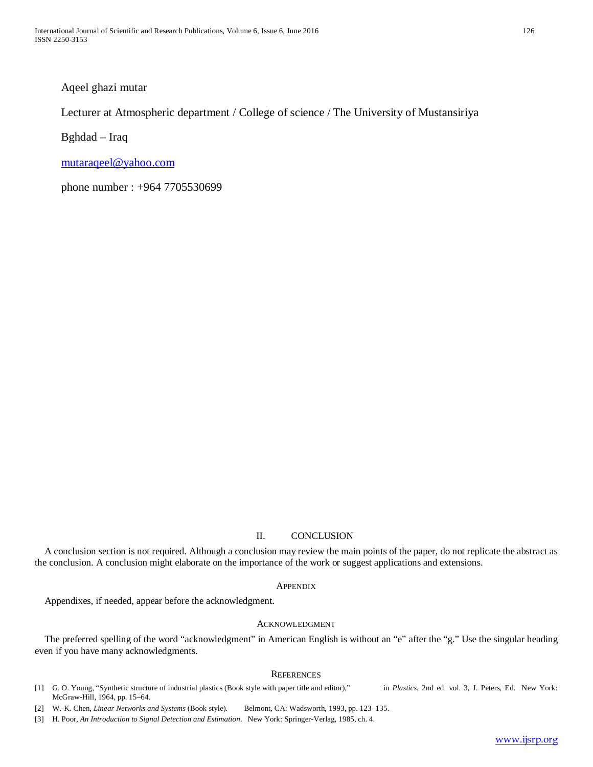Aqeel ghazi mutar

Lecturer at Atmospheric department / College of science / The University of Mustansiriya

Bghdad – Iraq

mutaraqeel@yahoo.com

phone number : +964 7705530699

## II. CONCLUSION

A conclusion section is not required. Although a conclusion may review the main points of the paper, do not replicate the abstract as the conclusion. A conclusion might elaborate on the importance of the work or suggest applications and extensions.

### APPENDIX

Appendixes, if needed, appear before the acknowledgment.

### ACKNOWLEDGMENT

The preferred spelling of the word "acknowledgment" in American English is without an "e" after the "g." Use the singular heading even if you have many acknowledgments.

### REFERENCES

[1] G. O. Young, "Synthetic structure of industrial plastics (Book style with paper title and editor)," in *Plastics*, 2nd ed. vol. 3, J. Peters, Ed. New York: McGraw-Hill, 1964, pp. 15–64.

[2] W.-K. Chen, *Linear Networks and Systems* (Book style). Belmont, CA: Wadsworth, 1993, pp. 123–135.

[3] H. Poor, *An Introduction to Signal Detection and Estimation*. New York: Springer-Verlag, 1985, ch. 4.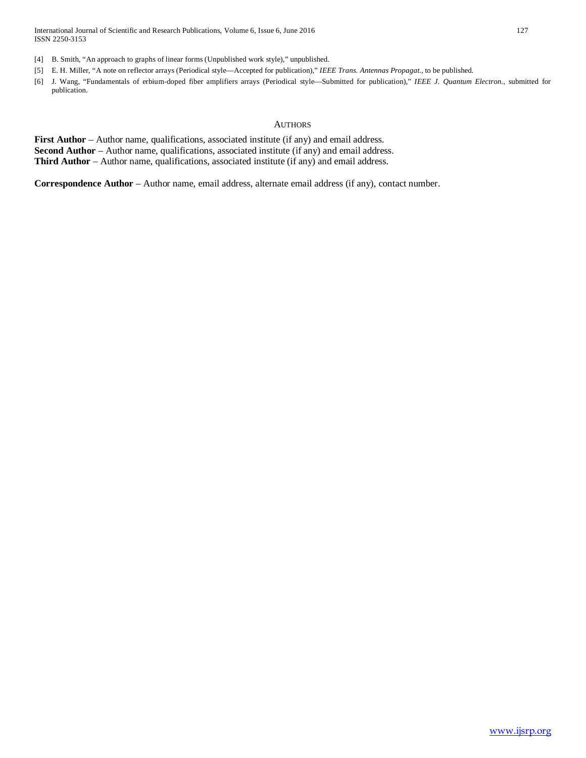[4] B. Smith, “An approach to graphs of linear forms (Unpublished work style),” unpublished.

[5] E. H. Miller, “A note on reflector arrays (Periodical style—Accepted for publication),” *IEEE Trans. Antennas Propagat.*, to be published.

[6] J. Wang, “Fundamentals of erbium-doped fiber amplifiers arrays (Periodical style—Submitted for publication),” *IEEE J. Quantum Electron.*, submitted for publication.

## AUTHORS

**First Author** – Author name, qualifications, associated institute (if any) and email address.
**Second Author** – Author name, qualifications, associated institute (if any) and email address.
**Third Author** – Author name, qualifications, associated institute (if any) and email address.

**Correspondence Author** – Author name, email address, alternate email address (if any), contact number.